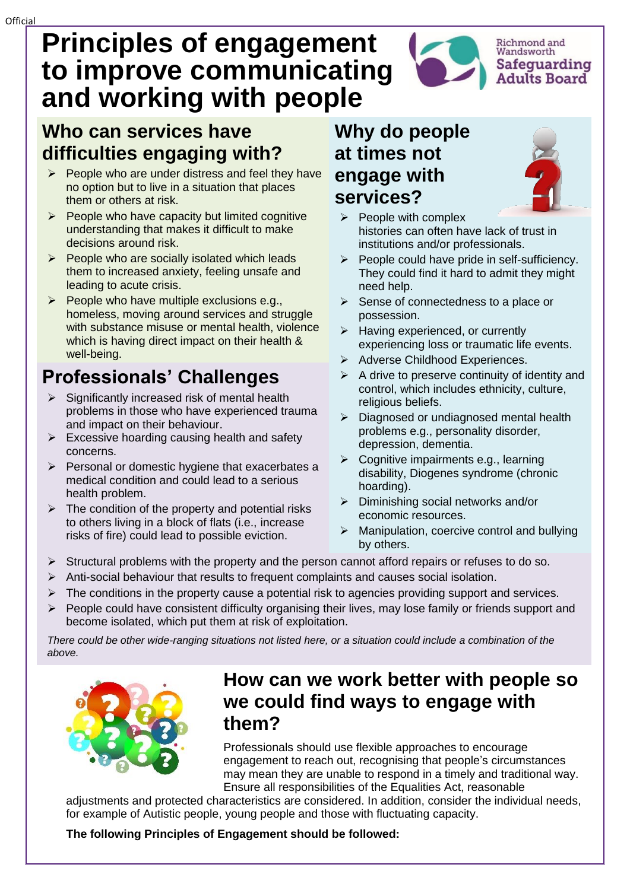# Principles of engagement to improve communicating and working with people

Richmond and Wandsworth Safeguarding Adults Board

## Who can services have difficulties engaging with?

- People who are under distress and feel they have no option but to live in a situation that places them or others at risk.
- People who have capacity but limited cognitive understanding that makes it difficult to make decisions around risk.
- People who are socially isolated which leads them to increased anxiety, feeling unsafe and leading to acute crisis.
- People who have multiple exclusions e.g., homeless, moving around services and struggle with substance misuse or mental health, violence which is having direct impact on their health & well-being.

## Why do people at times not engage with services?

- People with complex histories can often have lack of trust in institutions and/or professionals.
- People could have pride in self-sufficiency. They could find it hard to admit they might need help.
- Sense of connectedness to a place or possession.
- Having experienced, or currently experiencing loss or traumatic life events.
- Adverse Childhood Experiences.
- A drive to preserve continuity of identity and control, which includes ethnicity, culture, religious beliefs.
- Diagnosed or undiagnosed mental health problems e.g., personality disorder, depression, dementia.
- Cognitive impairments e.g., learning disability, Diogenes syndrome (chronic hoarding).
- Diminishing social networks and/or economic resources.
- Manipulation, coercive control and bullying by others.

## Professionals' Challenges

- Significantly increased risk of mental health problems in those who have experienced trauma and impact on their behaviour.
- Excessive hoarding causing health and safety concerns.
- Personal or domestic hygiene that exacerbates a medical condition and could lead to a serious health problem.
- The condition of the property and potential risks to others living in a block of flats (i.e., increase risks of fire) could lead to possible eviction.
- Structural problems with the property and the person cannot afford repairs or refuses to do so.
- Anti-social behaviour that results to frequent complaints and causes social isolation.
- The conditions in the property cause a potential risk to agencies providing support and services.
- People could have consistent difficulty organising their lives, may lose family or friends support and become isolated, which put them at risk of exploitation.

*There could be other wide-ranging situations not listed here, or a situation could include a combination of the above.*

## How can we work better with people so we could find ways to engage with them?

Professionals should use flexible approaches to encourage engagement to reach out, recognising that people's circumstances may mean they are unable to respond in a timely and traditional way. Ensure all responsibilities of the Equalities Act, reasonable adjustments and protected characteristics are considered. In addition, consider the individual needs, for example of Autistic people, young people and those with fluctuating capacity.

**The following Principles of Engagement should be followed:**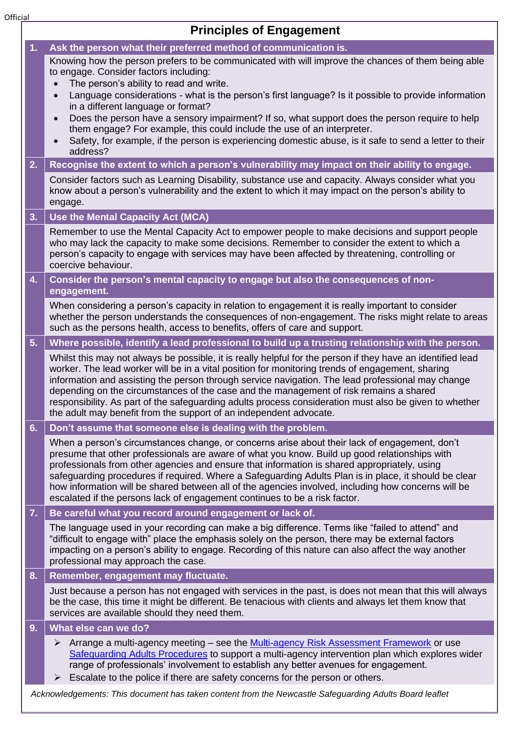Official

# Principles of Engagement

## 1. Ask the person what their preferred method of communication is.

Knowing how the person prefers to be communicated with will improve the chances of them being able to engage. Consider factors including:

- The person's ability to read and write.
- Language considerations - what is the person's first language? Is it possible to provide information in a different language or format?
- Does the person have a sensory impairment? If so, what support does the person require to help them engage? For example, this could include the use of an interpreter.
- Safety, for example, if the person is experiencing domestic abuse, is it safe to send a letter to their address?

## 2. Recognise the extent to which a person's vulnerability may impact on their ability to engage.

Consider factors such as Learning Disability, substance use and capacity. Always consider what you know about a person's vulnerability and the extent to which it may impact on the person's ability to engage.

## 3. Use the Mental Capacity Act (MCA)

Remember to use the Mental Capacity Act to empower people to make decisions and support people who may lack the capacity to make some decisions. Remember to consider the extent to which a person's capacity to engage with services may have been affected by threatening, controlling or coercive behaviour.

## 4. Consider the person's mental capacity to engage but also the consequences of non-engagement.

When considering a person's capacity in relation to engagement it is really important to consider whether the person understands the consequences of non-engagement. The risks might relate to areas such as the persons health, access to benefits, offers of care and support.

## 5. Where possible, identify a lead professional to build up a trusting relationship with the person.

Whilst this may not always be possible, it is really helpful for the person if they have an identified lead worker. The lead worker will be in a vital position for monitoring trends of engagement, sharing information and assisting the person through service navigation. The lead professional may change depending on the circumstances of the case and the management of risk remains a shared responsibility. As part of the safeguarding adults process consideration must also be given to whether the adult may benefit from the support of an independent advocate.

## 6. Don't assume that someone else is dealing with the problem.

When a person's circumstances change, or concerns arise about their lack of engagement, don't presume that other professionals are aware of what you know. Build up good relationships with professionals from other agencies and ensure that information is shared appropriately, using safeguarding procedures if required. Where a Safeguarding Adults Plan is in place, it should be clear how information will be shared between all of the agencies involved, including how concerns will be escalated if the persons lack of engagement continues to be a risk factor.

## 7. Be careful what you record around engagement or lack of.

The language used in your recording can make a big difference. Terms like "failed to attend" and "difficult to engage with" place the emphasis solely on the person, there may be external factors impacting on a person's ability to engage. Recording of this nature can also affect the way another professional may approach the case.

## 8. Remember, engagement may fluctuate.

Just because a person has not engaged with services in the past, is does not mean that this will always be the case, this time it might be different. Be tenacious with clients and always let them know that services are available should they need them.

## 9. What else can we do?

- Arrange a multi-agency meeting – see the Multi-agency Risk Assessment Framework or use Safeguarding Adults Procedures to support a multi-agency intervention plan which explores wider range of professionals' involvement to establish any better avenues for engagement.
- Escalate to the police if there are safety concerns for the person or others.

*Acknowledgements: This document has taken content from the Newcastle Safeguarding Adults Board leaflet*